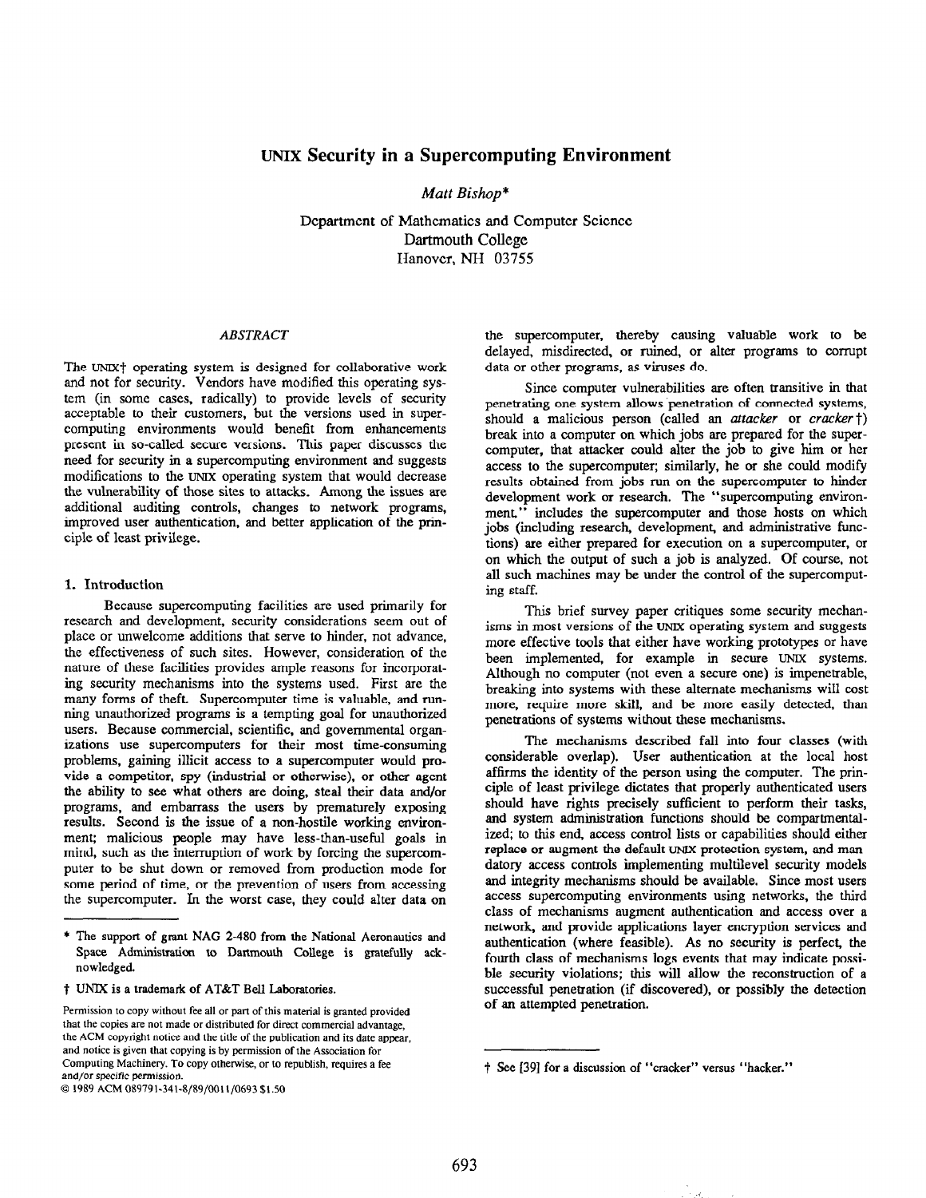# UNIX Security in a Supercomputing Environment

*Matt Bishop**

Department of Mathematics and Computer Science
Dartmouth College
Hanover, NH 03755

### *ABSTRACT*

The UNIX† operating system is designed for collaborative work and not for security. Vendors have modified this operating system (in some cases, radically) to provide levels of security acceptable to their customers, but the versions used in supercomputing environments would benefit from enhancements present in so-called secure versions. This paper discusses the need for security in a supercomputing environment and suggests modifications to the UNIX operating system that would decrease the vulnerability of those sites to attacks. Among the issues are additional auditing controls, changes to network programs, improved user authentication, and better application of the principle of least privilege.

## 1. Introduction

Because supercomputing facilities are used primarily for research and development, security considerations seem out of place or unwelcome additions that serve to hinder, not advance, the effectiveness of such sites. However, consideration of the nature of these facilities provides ample reasons for incorporating security mechanisms into the systems used. First are the many forms of theft. Supercomputer time is valuable, and running unauthorized programs is a tempting goal for unauthorized users. Because commercial, scientific, and governmental organizations use supercomputers for their most time-consuming problems, gaining illicit access to a supercomputer would provide a competitor, spy (industrial or otherwise), or other agent the ability to see what others are doing, steal their data and/or programs, and embarrass the users by prematurely exposing results. Second is the issue of a non-hostile working environment; malicious people may have less-than-useful goals in mind, such as the interruption of work by forcing the supercomputer to be shut down or removed from production mode for some period of time, or the prevention of users from accessing the supercomputer. In the worst case, they could alter data on the supercomputer, thereby causing valuable work to be delayed, misdirected, or ruined, or alter programs to corrupt data or other programs, as viruses do.

Since computer vulnerabilities are often transitive in that penetrating one system allows penetration of connected systems, should a malicious person (called an *attacker* or *cracker*†) break into a computer on which jobs are prepared for the supercomputer, that attacker could alter the job to give him or her access to the supercomputer; similarly, he or she could modify results obtained from jobs run on the supercomputer to hinder development work or research. The "supercomputing environment." includes the supercomputer and those hosts on which jobs (including research, development, and administrative functions) are either prepared for execution on a supercomputer, or on which the output of such a job is analyzed. Of course, not all such machines may be under the control of the supercomputing staff.

This brief survey paper critiques some security mechanisms in most versions of the UNIX operating system and suggests more effective tools that either have working prototypes or have been implemented, for example in secure UNIX systems. Although no computer (not even a secure one) is impenetrable, breaking into systems with these alternate mechanisms will cost more, require more skill, and be more easily detected, than penetrations of systems without these mechanisms.

The mechanisms described fall into four classes (with considerable overlap). User authentication at the local host affirms the identity of the person using the computer. The principle of least privilege dictates that properly authenticated users should have rights precisely sufficient to perform their tasks, and system administration functions should be compartmentalized; to this end, access control lists or capabilities should either replace or augment the default UNIX protection system, and mandatory access controls implementing multilevel security models and integrity mechanisms should be available. Since most users access supercomputing environments using networks, the third class of mechanisms augment authentication and access over a network, and provide applications layer encryption services and authentication (where feasible). As no security is perfect, the fourth class of mechanisms logs events that may indicate possible security violations; this will allow the reconstruction of a successful penetration (if discovered), or possibly the detection of an attempted penetration.

---

\* The support of grant NAG 2-480 from the National Aeronautics and Space Administration to Dartmouth College is gratefully acknowledged.

† UNIX is a trademark of AT&T Bell Laboratories.

Permission to copy without fee all or part of this material is granted provided that the copies are not made or distributed for direct commercial advantage, the ACM copyright notice and the title of the publication and its date appear, and notice is given that copying is by permission of the Association for Computing Machinery. To copy otherwise, or to republish, requires a fee and/or specific permission.

© 1989 ACM 089791-341-8/89/0011/0693 $1.50

† See [39] for a discussion of "cracker" versus "hacker."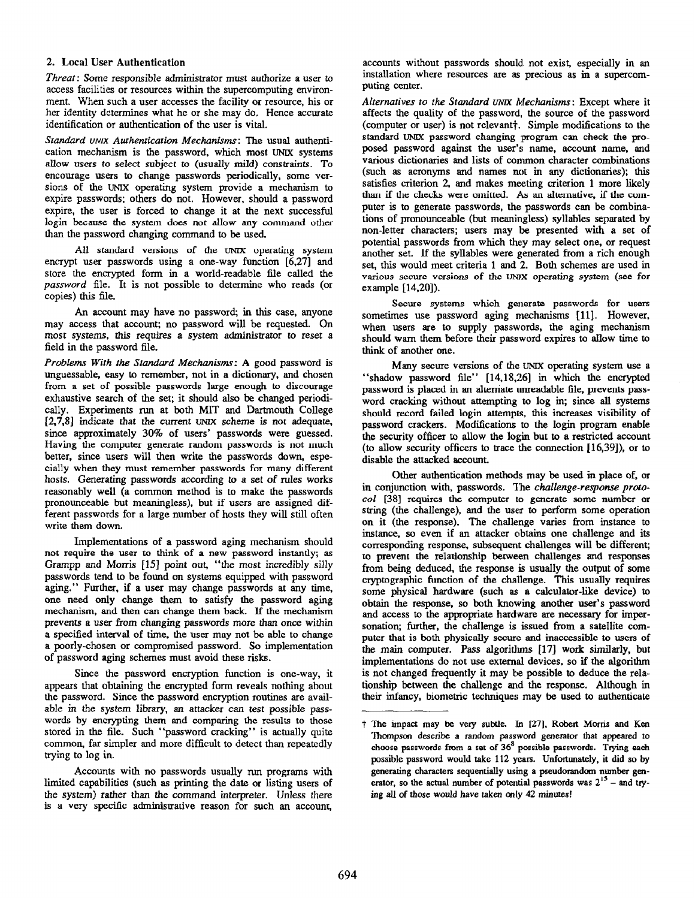## 2. Local User Authentication

*Threat*: Some responsible administrator must authorize a user to access facilities or resources within the supercomputing environment. When such a user accesses the facility or resource, his or her identity determines what he or she may do. Hence accurate identification or authentication of the user is vital.

*Standard UNIX Authentication Mechanisms*: The usual authentication mechanism is the password, which most UNIX systems allow users to select subject to (usually mild) constraints. To encourage users to change passwords periodically, some versions of the UNIX operating system provide a mechanism to expire passwords; others do not. However, should a password expire, the user is forced to change it at the next successful login because the system does not allow any command other than the password changing command to be used.

All standard versions of the UNIX operating system encrypt user passwords using a one-way function [6,27] and store the encrypted form in a world-readable file called the *password* file. It is not possible to determine who reads (or copies) this file.

An account may have no password; in this case, anyone may access that account; no password will be requested. On most systems, this requires a system administrator to reset a field in the password file.

*Problems With the Standard Mechanisms*: A good password is unguessable, easy to remember, not in a dictionary, and chosen from a set of possible passwords large enough to discourage exhaustive search of the set; it should also be changed periodically. Experiments run at both MIT and Dartmouth College [2,7,8] indicate that the current UNIX scheme is not adequate, since approximately 30% of users' passwords were guessed. Having the computer generate random passwords is not much better, since users will then write the passwords down, especially when they must remember passwords for many different hosts. Generating passwords according to a set of rules works reasonably well (a common method is to make the passwords pronounceable but meaningless), but if users are assigned different passwords for a large number of hosts they will still often write them down.

Implementations of a password aging mechanism should not require the user to think of a new password instantly; as Grampp and Morris [15] point out, "the most incredibly silly passwords tend to be found on systems equipped with password aging." Further, if a user may change passwords at any time, one need only change them to satisfy the password aging mechanism, and then can change them back. If the mechanism prevents a user from changing passwords more than once within a specified interval of time, the user may not be able to change a poorly-chosen or compromised password. So implementation of password aging schemes must avoid these risks.

Since the password encryption function is one-way, it appears that obtaining the encrypted form reveals nothing about the password. Since the password encryption routines are available in the system library, an attacker can test possible passwords by encrypting them and comparing the results to those stored in the file. Such "password cracking" is actually quite common, far simpler and more difficult to detect than repeatedly trying to log in.

Accounts with no passwords usually run programs with limited capabilities (such as printing the date or listing users of the system) rather than the command interpreter. Unless there is a very specific administrative reason for such an account, accounts without passwords should not exist, especially in an installation where resources are as precious as in a supercomputing center.

*Alternatives to the Standard UNIX Mechanisms*: Except where it affects the quality of the password, the source of the password (computer or user) is not relevant†. Simple modifications to the standard UNIX password changing program can check the proposed password against the user's name, account name, and various dictionaries and lists of common character combinations (such as acronyms and names not in any dictionaries); this satisfies criterion 2, and makes meeting criterion 1 more likely than if the checks were omitted. As an alternative, if the computer is to generate passwords, the passwords can be combinations of pronounceable (but meaningless) syllables separated by non-letter characters; users may be presented with a set of potential passwords from which they may select one, or request another set. If the syllables were generated from a rich enough set, this would meet criteria 1 and 2. Both schemes are used in various secure versions of the UNIX operating system (see for example [14,20]).

Secure systems which generate passwords for users sometimes use password aging mechanisms [11]. However, when users are to supply passwords, the aging mechanism should warn them before their password expires to allow time to think of another one.

Many secure versions of the UNIX operating system use a "shadow password file" [14,18,26] in which the encrypted password is placed in an alternate unreadable file, prevents password cracking without attempting to log in; since all systems should record failed login attempts, this increases visibility of password crackers. Modifications to the login program enable the security officer to allow the login but to a restricted account (to allow security officers to trace the connection [16,39]), or to disable the attacked account.

Other authentication methods may be used in place of, or in conjunction with, passwords. The *challenge-response protocol* [38] requires the computer to generate some number or string (the challenge), and the user to perform some operation on it (the response). The challenge varies from instance to instance, so even if an attacker obtains one challenge and its corresponding response, subsequent challenges will be different; to prevent the relationship between challenges and responses from being deduced, the response is usually the output of some cryptographic function of the challenge. This usually requires some physical hardware (such as a calculator-like device) to obtain the response, so both knowing another user's password and access to the appropriate hardware are necessary for impersonation; further, the challenge is issued from a satellite computer that is both physically secure and inaccessible to users of the main computer. Pass algorithms [17] work similarly, but implementations do not use external devices, so if the algorithm is not changed frequently it may be possible to deduce the relationship between the challenge and the response. Although in their infancy, biometric techniques may be used to authenticate

---

† The impact may be very subtle. In [27], Robert Morris and Ken Thompson describe a random password generator that appeared to choose passwords from a set of $36^8$ possible passwords. Trying each possible password would take 112 years. Unfortunately, it did so by generating characters sequentially using a pseudorandom number generator, so the actual number of potential passwords was $2^{15}$ – and trying all of those would have taken only 42 minutes!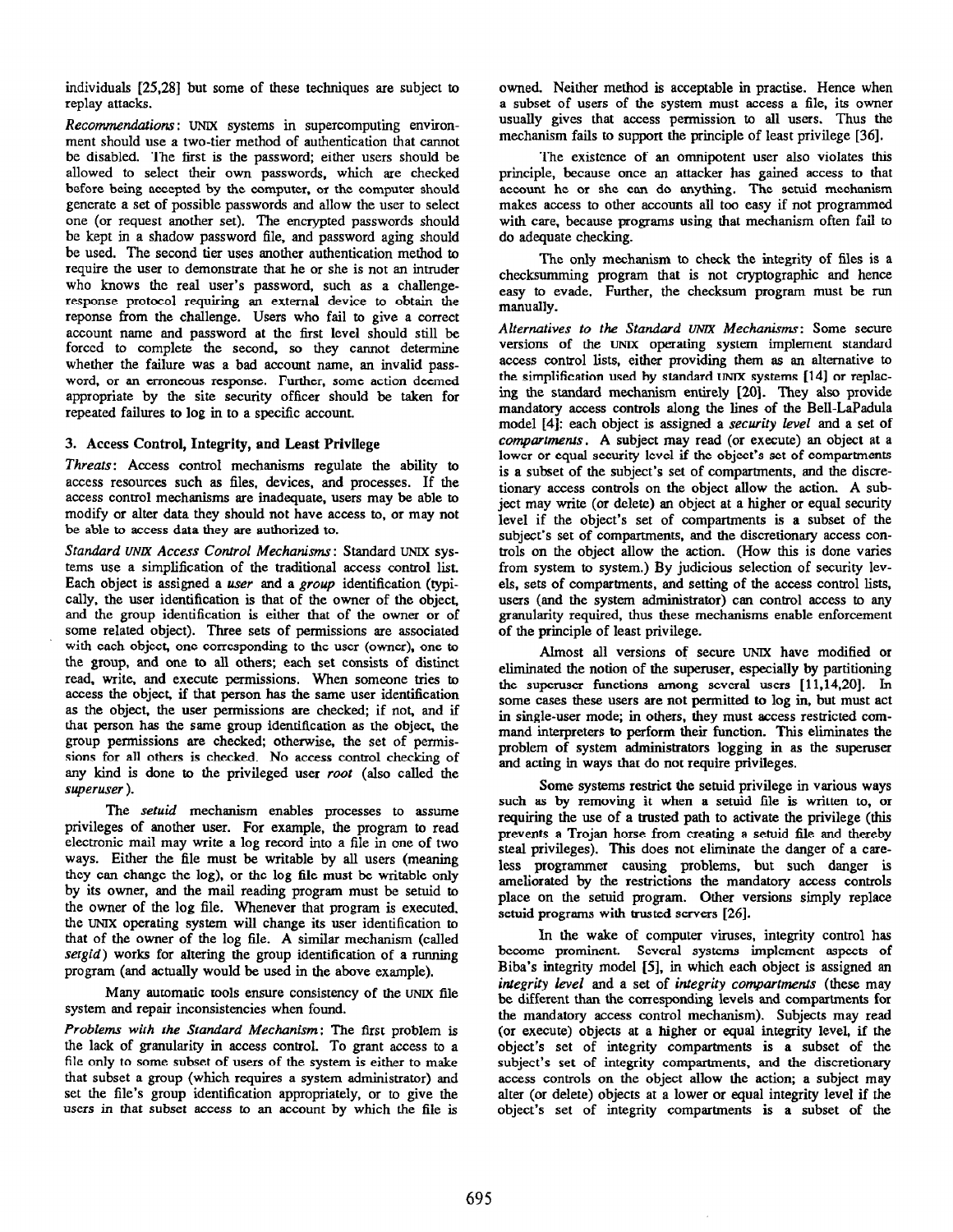individuals [25,28] but some of these techniques are subject to replay attacks.

*Recommendations*: UNIX systems in supercomputing environment should use a two-tier method of authentication that cannot be disabled. The first is the password; either users should be allowed to select their own passwords, which are checked before being accepted by the computer, or the computer should generate a set of possible passwords and allow the user to select one (or request another set). The encrypted passwords should be kept in a shadow password file, and password aging should be used. The second tier uses another authentication method to require the user to demonstrate that he or she is not an intruder who knows the real user's password, such as a challenge-response protocol requiring an external device to obtain the reponse from the challenge. Users who fail to give a correct account name and password at the first level should still be forced to complete the second, so they cannot determine whether the failure was a bad account name, an invalid password, or an erroneous response. Further, some action deemed appropriate by the site security officer should be taken for repeated failures to log in to a specific account.

### 3. Access Control, Integrity, and Least Privilege

*Threats*: Access control mechanisms regulate the ability to access resources such as files, devices, and processes. If the access control mechanisms are inadequate, users may be able to modify or alter data they should not have access to, or may not be able to access data they are authorized to.

*Standard UNIX Access Control Mechanisms*: Standard UNIX systems use a simplification of the traditional access control list. Each object is assigned a *user* and a *group* identification (typically, the user identification is that of the owner of the object, and the group identification is either that of the owner or of some related object). Three sets of permissions are associated with each object, one corresponding to the user (owner), one to the group, and one to all others; each set consists of distinct read, write, and execute permissions. When someone tries to access the object, if that person has the same user identification as the object, the user permissions are checked; if not, and if that person has the same group identification as the object, the group permissions are checked; otherwise, the set of permissions for all others is checked. No access control checking of any kind is done to the privileged user *root* (also called the *superuser*).

The *setuid* mechanism enables processes to assume privileges of another user. For example, the program to read electronic mail may write a log record into a file in one of two ways. Either the file must be writable by all users (meaning they can change the log), or the log file must be writable only by its owner, and the mail reading program must be setuid to the owner of the log file. Whenever that program is executed, the UNIX operating system will change its user identification to that of the owner of the log file. A similar mechanism (called *setgid*) works for altering the group identification of a running program (and actually would be used in the above example).

Many automatic tools ensure consistency of the UNIX file system and repair inconsistencies when found.

*Problems with the Standard Mechanism*: The first problem is the lack of granularity in access control. To grant access to a file only to some subset of users of the system is either to make that subset a group (which requires a system administrator) and set the file's group identification appropriately, or to give the users in that subset access to an account by which the file is owned. Neither method is acceptable in practise. Hence when a subset of users of the system must access a file, its owner usually gives that access permission to all users. Thus the mechanism fails to support the principle of least privilege [36].

The existence of an omnipotent user also violates this principle, because once an attacker has gained access to that account he or she can do anything. The setuid mechanism makes access to other accounts all too easy if not programmed with care, because programs using that mechanism often fail to do adequate checking.

The only mechanism to check the integrity of files is a checksumming program that is not cryptographic and hence easy to evade. Further, the checksum program must be run manually.

*Alternatives to the Standard UNIX Mechanisms*: Some secure versions of the UNIX operating system implement standard access control lists, either providing them as an alternative to the simplification used by standard UNIX systems [14] or replacing the standard mechanism entirely [20]. They also provide mandatory access controls along the lines of the Bell-LaPadula model [4]: each object is assigned a *security level* and a set of *compartments*. A subject may read (or execute) an object at a lower or equal security level if the object's set of compartments is a subset of the subject's set of compartments, and the discretionary access controls on the object allow the action. A subject may write (or delete) an object at a higher or equal security level if the object's set of compartments is a subset of the subject's set of compartments, and the discretionary access controls on the object allow the action. (How this is done varies from system to system.) By judicious selection of security levels, sets of compartments, and setting of the access control lists, users (and the system administrator) can control access to any granularity required, thus these mechanisms enable enforcement of the principle of least privilege.

Almost all versions of secure UNIX have modified or eliminated the notion of the superuser, especially by partitioning the superuser functions among several users [11,14,20]. In some cases these users are not permitted to log in, but must act in single-user mode; in others, they must access restricted command interpreters to perform their function. This eliminates the problem of system administrators logging in as the superuser and acting in ways that do not require privileges.

Some systems restrict the setuid privilege in various ways such as by removing it when a setuid file is written to, or requiring the use of a trusted path to activate the privilege (this prevents a Trojan horse from creating a setuid file and thereby steal privileges). This does not eliminate the danger of a careless programmer causing problems, but such danger is ameliorated by the restrictions the mandatory access controls place on the setuid program. Other versions simply replace setuid programs with trusted servers [26].

In the wake of computer viruses, integrity control has become prominent. Several systems implement aspects of Biba's integrity model [5], in which each object is assigned an *integrity level* and a set of *integrity compartments* (these may be different than the corresponding levels and compartments for the mandatory access control mechanism). Subjects may read (or execute) objects at a higher or equal integrity level, if the object's set of integrity compartments is a subset of the subject's set of integrity compartments, and the discretionary access controls on the object allow the action; a subject may alter (or delete) objects at a lower or equal integrity level if the object's set of integrity compartments is a subset of the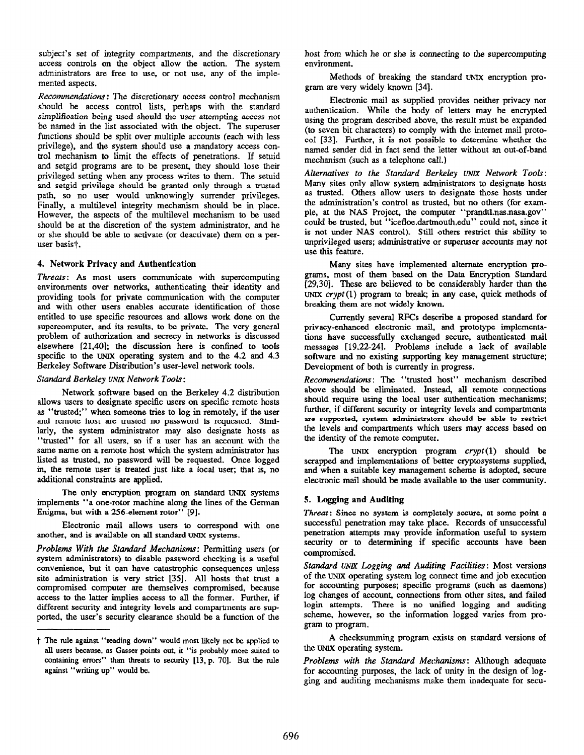subject's set of integrity compartments, and the discretionary access controls on the object allow the action. The system administrators are free to use, or not use, any of the implemented aspects.

*Recommendations*: The discretionary access control mechanism should be access control lists, perhaps with the standard simplification being used should the user attempting access not be named in the list associated with the object. The superuser functions should be split over multiple accounts (each with less privilege), and the system should use a mandatory access control mechanism to limit the effects of penetrations. If setuid and setgid programs are to be present, they should lose their privileged setting when any process writes to them. The setuid and setgid privilege should be granted only through a trusted path, so no user would unknowingly surrender privileges. Finally, a multilevel integrity mechanism should be in place. However, the aspects of the multilevel mechanism to be used should be at the discretion of the system administrator, and he or she should be able to activate (or deactivate) them on a per-user basis†.

## 4. Network Privacy and Authentication

*Threats*: As most users communicate with supercomputing environments over networks, authenticating their identity and providing tools for private communication with the computer and with other users enables accurate identification of those entitled to use specific resources and allows work done on the supercomputer, and its results, to be private. The very general problem of authorization and secrecy in networks is discussed elsewhere [21,40]; the discussion here is confined to tools specific to the UNIX operating system and to the 4.2 and 4.3 Berkeley Software Distribution's user-level network tools.

*Standard Berkeley UNIX Network Tools*:

Network software based on the Berkeley 4.2 distribution allows users to designate specific users on specific remote hosts as "trusted;" when someone tries to log in remotely, if the user and remote host are trusted no password is requested. Similarly, the system administrator may also designate hosts as "trusted" for all users, so if a user has an account with the same name on a remote host which the system administrator has listed as trusted, no password will be requested. Once logged in, the remote user is treated just like a local user; that is, no additional constraints are applied.

The only encryption program on standard UNIX systems implements "a one-rotor machine along the lines of the German Enigma, but with a 256-element rotor" [9].

Electronic mail allows users to correspond with one another, and is available on all standard UNIX systems.

*Problems With the Standard Mechanisms*: Permitting users (or system administrators) to disable password checking is a useful convenience, but it can have catastrophic consequences unless site administration is very strict [35]. All hosts that trust a compromised computer are themselves compromised, because access to the latter implies access to all the former. Further, if different security and integrity levels and compartments are supported, the user's security clearance should be a function of the host from which he or she is connecting to the supercomputing environment.

Methods of breaking the standard UNIX encryption program are very widely known [34].

Electronic mail as supplied provides neither privacy nor authentication. While the body of letters may be encrypted using the program described above, the result must be expanded (to seven bit characters) to comply with the internet mail protocol [33]. Further, it is not possible to determine whether the named sender did in fact send the letter without an out-of-band mechanism (such as a telephone call.)

*Alternatives to the Standard Berkeley UNIX Network Tools*: Many sites only allow system administrators to designate hosts as trusted. Others allow users to designate those hosts under the administration's control as trusted, but no others (for example, at the NAS Project, the computer "prandtl.nas.nasa.gov" could be trusted, but "icefloe.dartmouth.edu" could not, since it is not under NAS control). Still others restrict this ability to unprivileged users; administrative or superuser accounts may not use this feature.

Many sites have implemented alternate encryption programs, most of them based on the Data Encryption Standard [29,30]. These are believed to be considerably harder than the UNIX *crypt*(1) program to break; in any case, quick methods of breaking them are not widely known.

Currently several RFCs describe a proposed standard for privacy-enhanced electronic mail, and prototype implementations have successfully exchanged secure, authenticated mail messages [19,22-24]. Problems include a lack of available software and no existing supporting key management structure; Development of both is currently in progress.

*Recommendations*: The "trusted host" mechanism described above should be eliminated. Instead, all remote connections should require using the local user authentication mechanisms; further, if different security or integrity levels and compartments are supported, system administrators should be able to restrict the levels and compartments which users may access based on the identity of the remote computer.

The UNIX encryption program *crypt*(1) should be scrapped and implementations of better cryptosystems supplied, and when a suitable key management scheme is adopted, secure electronic mail should be made available to the user community.

## 5. Logging and Auditing

*Threat*: Since no system is completely secure, at some point a successful penetration may take place. Records of unsuccessful penetration attempts may provide information useful to system security or to determining if specific accounts have been compromised.

*Standard UNIX Logging and Auditing Facilities*: Most versions of the UNIX operating system log connect time and job execution for accounting purposes; specific programs (such as daemons) log changes of account, connections from other sites, and failed login attempts. There is no unified logging and auditing scheme, however, so the information logged varies from program to program.

A checksumming program exists on standard versions of the UNIX operating system.

*Problems with the Standard Mechanisms*: Although adequate for accounting purposes, the lack of unity in the design of logging and auditing mechanisms make them inadequate for secu-

---

† The rule against "reading down" would most likely not be applied to all users because, as Gasser points out, it "is probably more suited to containing errors" than threats to security [13, p. 70]. But the rule against "writing up" would be.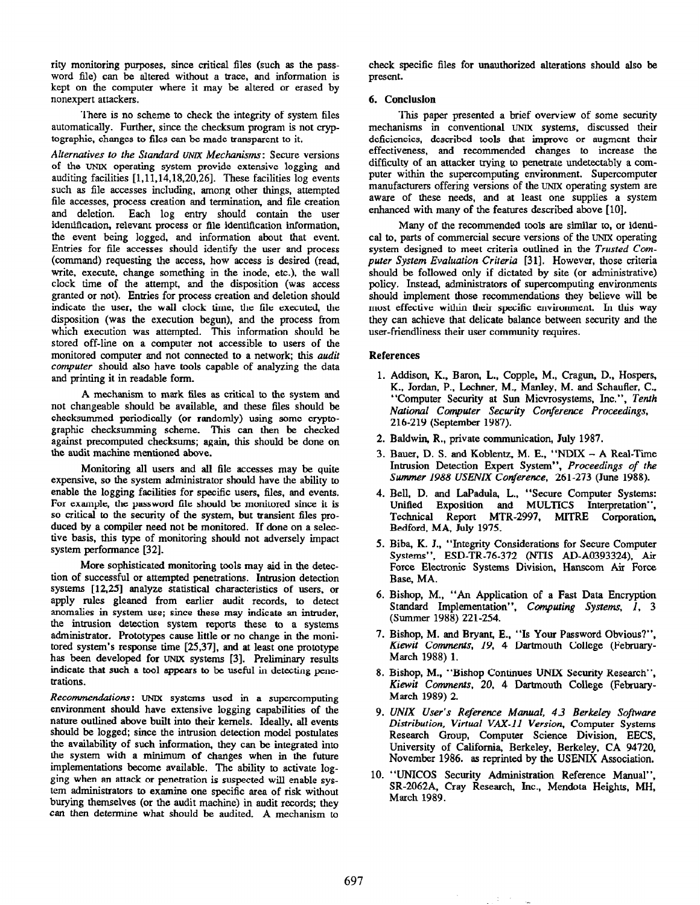rity monitoring purposes, since critical files (such as the password file) can be altered without a trace, and information is kept on the computer where it may be altered or erased by nonexpert attackers.

There is no scheme to check the integrity of system files automatically. Further, since the checksum program is not cryptographic, changes to files can be made transparent to it.

*Alternatives to the Standard UNIX Mechanisms*: Secure versions of the UNIX operating system provide extensive logging and auditing facilities [1,11,14,18,20,26]. These facilities log events such as file accesses including, among other things, attempted file accesses, process creation and termination, and file creation and deletion. Each log entry should contain the user identification, relevant process or file identification information, the event being logged, and information about that event. Entries for file accesses should identify the user and process (command) requesting the access, how access is desired (read, write, execute, change something in the inode, etc.), the wall clock time of the attempt, and the disposition (was access granted or not). Entries for process creation and deletion should indicate the user, the wall clock time, the file executed, the disposition (was the execution begun), and the process from which execution was attempted. This information should be stored off-line on a computer not accessible to users of the monitored computer and not connected to a network; this *audit computer* should also have tools capable of analyzing the data and printing it in readable form.

A mechanism to mark files as critical to the system and not changeable should be available, and these files should be checksummed periodically (or randomly) using some cryptographic checksumming scheme. This can then be checked against precomputed checksums; again, this should be done on the audit machine mentioned above.

Monitoring all users and all file accesses may be quite expensive, so the system administrator should have the ability to enable the logging facilities for specific users, files, and events. For example, the password file should be monitored since it is so critical to the security of the system, but transient files produced by a compiler need not be monitored. If done on a selective basis, this type of monitoring should not adversely impact system performance [32].

More sophisticated monitoring tools may aid in the detection of successful or attempted penetrations. Intrusion detection systems [12,25] analyze statistical characteristics of users, or apply rules gleaned from earlier audit records, to detect anomalies in system use; since these may indicate an intruder, the intrusion detection system reports these to a systems administrator. Prototypes cause little or no change in the monitored system's response time [25,37], and at least one prototype has been developed for UNIX systems [3]. Preliminary results indicate that such a tool appears to be useful in detecting penetrations.

*Recommendations*: UNIX systems used in a supercomputing environment should have extensive logging capabilities of the nature outlined above built into their kernels. Ideally, all events should be logged; since the intrusion detection model postulates the availability of such information, they can be integrated into the system with a minimum of changes when in the future implementations become available. The ability to activate logging when an attack or penetration is suspected will enable system administrators to examine one specific area of risk without burying themselves (or the audit machine) in audit records; they can then determine what should be audited. A mechanism to check specific files for unauthorized alterations should also be present.

## 6. Conclusion

This paper presented a brief overview of some security mechanisms in conventional UNIX systems, discussed their deficiencies, described tools that improve or augment their effectiveness, and recommended changes to increase the difficulty of an attacker trying to penetrate undetectably a computer within the supercomputing environment. Supercomputer manufacturers offering versions of the UNIX operating system are aware of these needs, and at least one supplies a system enhanced with many of the features described above [10].

Many of the recommended tools are similar to, or identical to, parts of commercial secure versions of the UNIX operating system designed to meet criteria outlined in the *Trusted Computer System Evaluation Criteria* [31]. However, those criteria should be followed only if dictated by site (or administrative) policy. Instead, administrators of supercomputing environments should implement those recommendations they believe will be most effective within their specific environment. In this way they can achieve that delicate balance between security and the user-friendliness their user community requires.

## References

1. Addison, K., Baron, L., Copple, M., Cragun, D., Hospers, K., Jordan, P., Lechner, M., Manley, M. and Schaufler, C., "Computer Security at Sun Micvrosystems, Inc.", *Tenth National Computer Security Conference Proceedings*, 216-219 (September 1987).
2. Baldwin, R., private communication, July 1987.
3. Bauer, D. S. and Koblentz, M. E., "NIDX – A Real-Time Intrusion Detection Expert System", *Proceedings of the Summer 1988 USENIX Conference*, 261-273 (June 1988).
4. Bell, D. and LaPadula, L., "Secure Computer Systems: Unified Exposition and MULTICS Interpretation", Technical Report MTR-2997, MITRE Corporation, Bedford, MA, July 1975.
5. Biba, K. J., "Integrity Considerations for Secure Computer Systems", ESD-TR-76-372 (NTIS AD-A0393324), Air Force Electronic Systems Division, Hanscom Air Force Base, MA.
6. Bishop, M., "An Application of a Fast Data Encryption Standard Implementation", *Computing Systems*, *1*, 3 (Summer 1988) 221-254.
7. Bishop, M. and Bryant, E., "Is Your Password Obvious?", *Kiewit Comments*, *19*, 4 Dartmouth College (February-March 1988) 1.
8. Bishop, M., "Bishop Continues UNIX Security Research", *Kiewit Comments*, *20*, 4 Dartmouth College (February-March 1989) 2.
9. *UNIX User's Reference Manual, 4.3 Berkeley Software Distribution, Virtual VAX-11 Version*, Computer Systems Research Group, Computer Science Division, EECS, University of California, Berkeley, Berkeley, CA 94720, November 1986. as reprinted by the USENIX Association.
10. "UNICOS Security Administration Reference Manual", SR-2062A, Cray Research, Inc., Mendota Heights, MH, March 1989.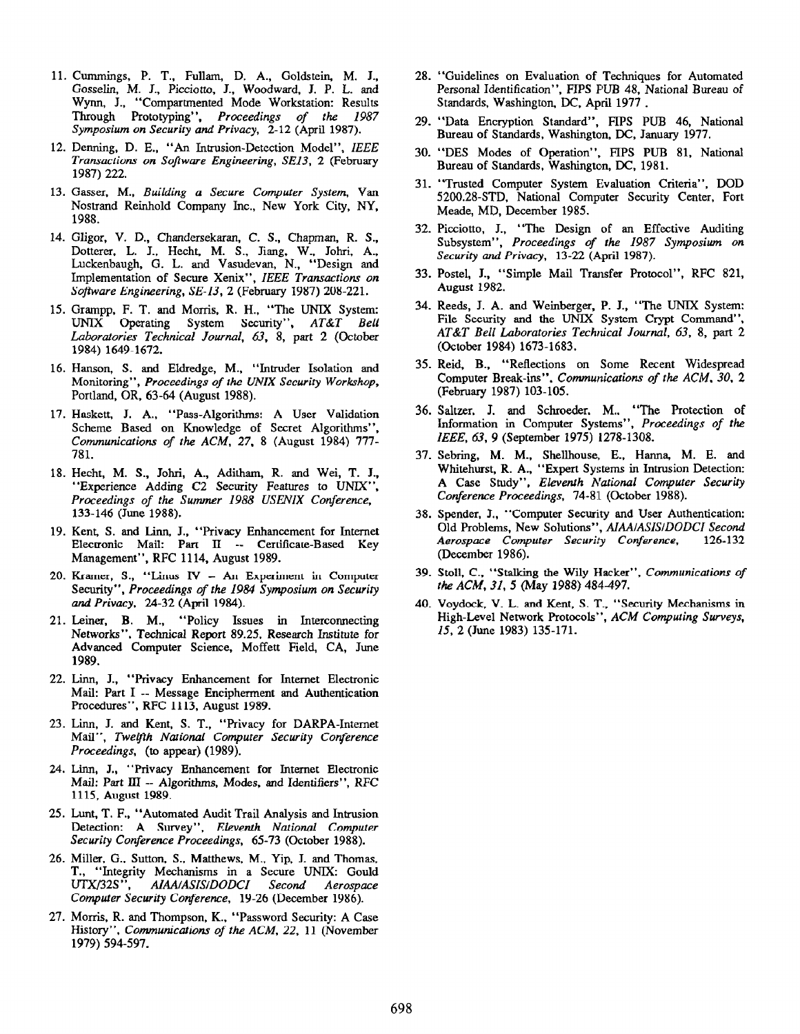11. Cummings, P. T., Fullam, D. A., Goldstein, M. J., Gosselin, M. J., Picciotto, J., Woodward, J. P. L. and Wynn, J., "Compartmented Mode Workstation: Results Through Prototyping", *Proceedings of the 1987 Symposium on Security and Privacy*, 2-12 (April 1987).

12. Denning, D. E., "An Intrusion-Detection Model", *IEEE Transactions on Software Engineering, SE13*, 2 (February 1987) 222.

13. Gasser, M., *Building a Secure Computer System*, Van Nostrand Reinhold Company Inc., New York City, NY, 1988.

14. Gligor, V. D., Chandersekaran, C. S., Chapman, R. S., Dotterer, L. J., Hecht, M. S., Jiang, W., Johri, A., Luckenbaugh, G. L. and Vasudevan, N., "Design and Implementation of Secure Xenix", *IEEE Transactions on Software Engineering, SE-13*, 2 (February 1987) 208-221.

15. Grampp, F. T. and Morris, R. H., "The UNIX System: UNIX Operating System Security", *AT&T Bell Laboratories Technical Journal, 63*, 8, part 2 (October 1984) 1649-1672.

16. Hanson, S. and Eldredge, M., "Intruder Isolation and Monitoring", *Proceedings of the UNIX Security Workshop*, Portland, OR, 63-64 (August 1988).

17. Haskett, J. A., "Pass-Algorithms: A User Validation Scheme Based on Knowledge of Secret Algorithms", *Communications of the ACM, 27*, 8 (August 1984) 777-781.

18. Hecht, M. S., Johri, A., Aditham, R. and Wei, T. J., "Experience Adding C2 Security Features to UNIX", *Proceedings of the Summer 1988 USENIX Conference*, 133-146 (June 1988).

19. Kent, S. and Linn, J., "Privacy Enhancement for Internet Electronic Mail: Part II -- Certificate-Based Key Management", RFC 1114, August 1989.

20. Kramer, S., "Linus IV – An Experiment in Computer Security", *Proceedings of the 1984 Symposium on Security and Privacy*, 24-32 (April 1984).

21. Leiner, B. M., "Policy Issues in Interconnecting Networks", Technical Report 89.25, Research Institute for Advanced Computer Science, Moffett Field, CA, June 1989.

22. Linn, J., "Privacy Enhancement for Internet Electronic Mail: Part I -- Message Encipherment and Authentication Procedures", RFC 1113, August 1989.

23. Linn, J. and Kent, S. T., "Privacy for DARPA-Internet Mail", *Twelfth National Computer Security Conference Proceedings*, (to appear) (1989).

24. Linn, J., "Privacy Enhancement for Internet Electronic Mail: Part III -- Algorithms, Modes, and Identifiers", RFC 1115, August 1989.

25. Lunt, T. F., "Automated Audit Trail Analysis and Intrusion Detection: A Survey", *Eleventh National Computer Security Conference Proceedings*, 65-73 (October 1988).

26. Miller, G., Sutton, S., Matthews, M., Yip, J. and Thomas, T., "Integrity Mechanisms in a Secure UNIX: Gould UTX/32S", *AIAA/ASIS/DODCI Second Aerospace Computer Security Conference*, 19-26 (December 1986).

27. Morris, R. and Thompson, K., "Password Security: A Case History", *Communications of the ACM, 22*, 11 (November 1979) 594-597.

28. "Guidelines on Evaluation of Techniques for Automated Personal Identification", FIPS PUB 48, National Bureau of Standards, Washington, DC, April 1977 .

29. "Data Encryption Standard", FIPS PUB 46, National Bureau of Standards, Washington, DC, January 1977.

30. "DES Modes of Operation", FIPS PUB 81, National Bureau of Standards, Washington, DC, 1981.

31. "Trusted Computer System Evaluation Criteria", DOD 5200.28-STD, National Computer Security Center, Fort Meade, MD, December 1985.

32. Picciotto, J., "The Design of an Effective Auditing Subsystem", *Proceedings of the 1987 Symposium on Security and Privacy*, 13-22 (April 1987).

33. Postel, J., "Simple Mail Transfer Protocol", RFC 821, August 1982.

34. Reeds, J. A. and Weinberger, P. J., "The UNIX System: File Security and the UNIX System Crypt Command", *AT&T Bell Laboratories Technical Journal, 63*, 8, part 2 (October 1984) 1673-1683.

35. Reid, B., "Reflections on Some Recent Widespread Computer Break-ins", *Communications of the ACM, 30*, 2 (February 1987) 103-105.

36. Saltzer, J. and Schroeder, M., "The Protection of Information in Computer Systems", *Proceedings of the IEEE, 63*, 9 (September 1975) 1278-1308.

37. Sebring, M. M., Shellhouse, E., Hanna, M. E. and Whitehurst, R. A., "Expert Systems in Intrusion Detection: A Case Study", *Eleventh National Computer Security Conference Proceedings*, 74-81 (October 1988).

38. Spender, J., "Computer Security and User Authentication: Old Problems, New Solutions", *AIAA/ASIS/DODCI Second Aerospace Computer Security Conference*, 126-132 (December 1986).

39. Stoll, C., "Stalking the Wily Hacker", *Communications of the ACM, 31*, 5 (May 1988) 484-497.

40. Voydock, V. L. and Kent, S. T., "Security Mechanisms in High-Level Network Protocols", *ACM Computing Surveys, 15*, 2 (June 1983) 135-171.